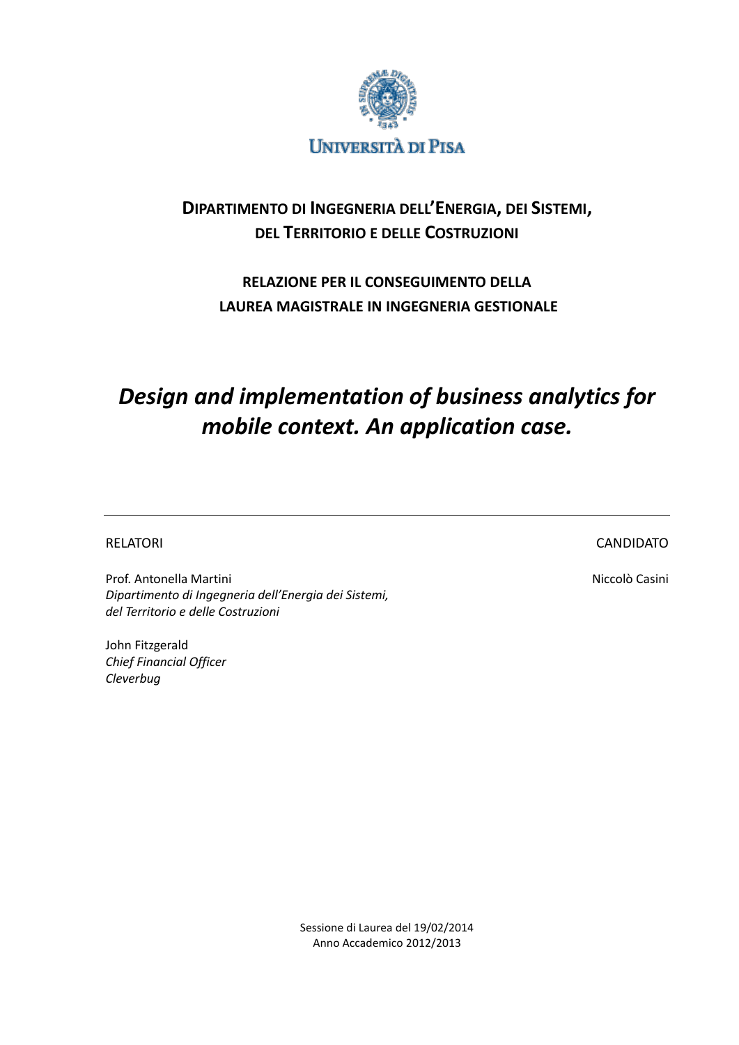UNIVERSITÀ DI PISA

**DIPARTIMENTO DI INGEGNERIA DELL'ENERGIA, DEI SISTEMI, DEL TERRITORIO E DELLE COSTRUZIONI**

**RELAZIONE PER IL CONSEGUIMENTO DELLA LAUREA MAGISTRALE IN INGEGNERIA GESTIONALE**

# *Design and implementation of business analytics for mobile context. An application case.*

---

RELATORI

Prof. Antonella Martini
*Dipartimento di Ingegneria dell'Energia dei Sistemi, del Territorio e delle Costruzioni*

John Fitzgerald
*Chief Financial Officer*
*Cleverbug*

CANDIDATO

Niccolò Casini

Sessione di Laurea del 19/02/2014
Anno Accademico 2012/2013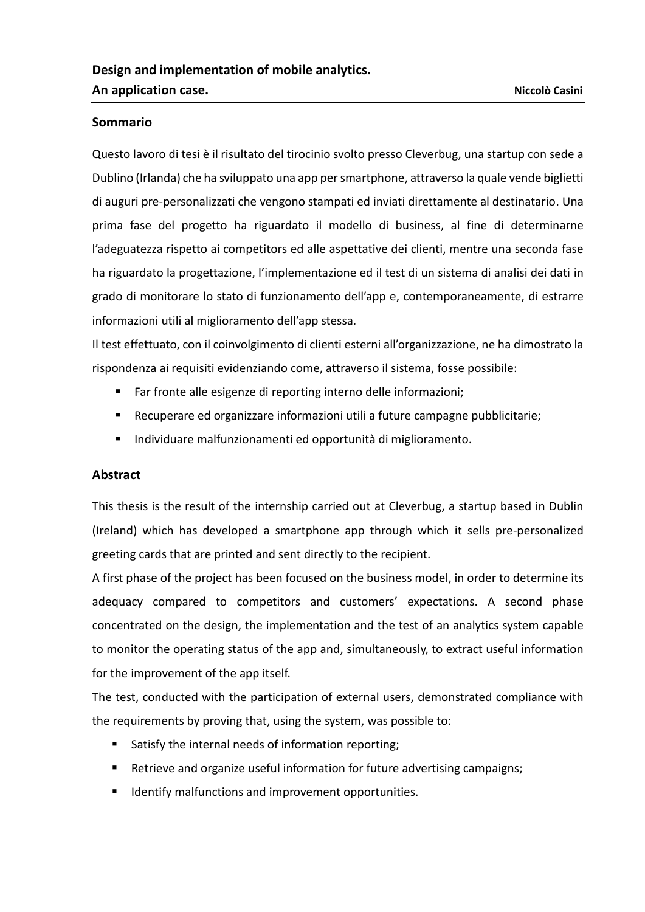**Design and implementation of mobile analytics.**
**An application case.** **Niccolò Casini**

## Sommario

Questo lavoro di tesi è il risultato del tirocinio svolto presso Cleverbug, una startup con sede a Dublino (Irlanda) che ha sviluppato una app per smartphone, attraverso la quale vende biglietti di auguri pre-personalizzati che vengono stampati ed inviati direttamente al destinatario. Una prima fase del progetto ha riguardato il modello di business, al fine di determinarne l'adeguatezza rispetto ai competitors ed alle aspettative dei clienti, mentre una seconda fase ha riguardato la progettazione, l'implementazione ed il test di un sistema di analisi dei dati in grado di monitorare lo stato di funzionamento dell'app e, contemporaneamente, di estrarre informazioni utili al miglioramento dell'app stessa.

Il test effettuato, con il coinvolgimento di clienti esterni all'organizzazione, ne ha dimostrato la rispondenza ai requisiti evidenziando come, attraverso il sistema, fosse possibile:

- Far fronte alle esigenze di reporting interno delle informazioni;
- Recuperare ed organizzare informazioni utili a future campagne pubblicitarie;
- Individuare malfunzionamenti ed opportunità di miglioramento.

## Abstract

This thesis is the result of the internship carried out at Cleverbug, a startup based in Dublin (Ireland) which has developed a smartphone app through which it sells pre-personalized greeting cards that are printed and sent directly to the recipient.

A first phase of the project has been focused on the business model, in order to determine its adequacy compared to competitors and customers' expectations. A second phase concentrated on the design, the implementation and the test of an analytics system capable to monitor the operating status of the app and, simultaneously, to extract useful information for the improvement of the app itself.

The test, conducted with the participation of external users, demonstrated compliance with the requirements by proving that, using the system, was possible to:

- Satisfy the internal needs of information reporting;
- Retrieve and organize useful information for future advertising campaigns;
- Identify malfunctions and improvement opportunities.